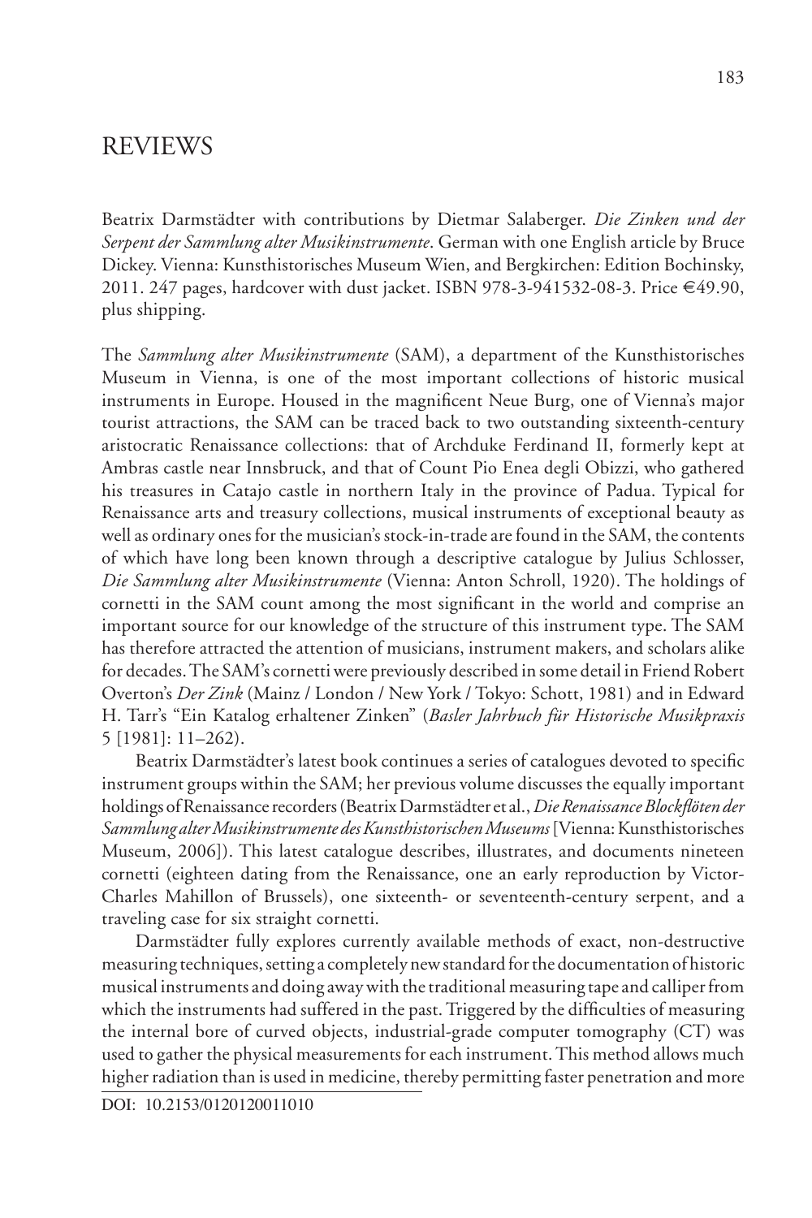# REVIEWS

Beatrix Darmstädter with contributions by Dietmar Salaberger. *Die Zinken und der Serpent der Sammlung alter Musikinstrumente*. German with one English article by Bruce Dickey. Vienna: Kunsthistorisches Museum Wien, and Bergkirchen: Edition Bochinsky, 2011. 247 pages, hardcover with dust jacket. ISBN 978-3-941532-08-3. Price €49.90, plus shipping.

The *Sammlung alter Musikinstrumente* (SAM), a department of the Kunsthistorisches Museum in Vienna, is one of the most important collections of historic musical instruments in Europe. Housed in the magnificent Neue Burg, one of Vienna's major tourist attractions, the SAM can be traced back to two outstanding sixteenth-century aristocratic Renaissance collections: that of Archduke Ferdinand II, formerly kept at Ambras castle near Innsbruck, and that of Count Pio Enea degli Obizzi, who gathered his treasures in Catajo castle in northern Italy in the province of Padua. Typical for Renaissance arts and treasury collections, musical instruments of exceptional beauty as well as ordinary ones for the musician's stock-in-trade are found in the SAM, the contents of which have long been known through a descriptive catalogue by Julius Schlosser, *Die Sammlung alter Musikinstrumente* (Vienna: Anton Schroll, 1920). The holdings of cornetti in the SAM count among the most significant in the world and comprise an important source for our knowledge of the structure of this instrument type. The SAM has therefore attracted the attention of musicians, instrument makers, and scholars alike for decades. The SAM's cornetti were previously described in some detail in Friend Robert Overton's *Der Zink* (Mainz / London / New York / Tokyo: Schott, 1981) and in Edward H. Tarr's "Ein Katalog erhaltener Zinken" (*Basler Jahrbuch für Historische Musikpraxis* 5 [1981]: 11–262).

Beatrix Darmstädter's latest book continues a series of catalogues devoted to specific instrument groups within the SAM; her previous volume discusses the equally important holdings of Renaissance recorders (Beatrix Darmstädter et al., *Die Renaissance Blockflöten der Sammlung alter Musikinstrumente des Kunsthistorischen Museums* [Vienna: Kunsthistorisches Museum, 2006]). This latest catalogue describes, illustrates, and documents nineteen cornetti (eighteen dating from the Renaissance, one an early reproduction by Victor-Charles Mahillon of Brussels), one sixteenth- or seventeenth-century serpent, and a traveling case for six straight cornetti.

Darmstädter fully explores currently available methods of exact, non-destructive measuring techniques, setting a completely new standard for the documentation of historic musical instruments and doing away with the traditional measuring tape and calliper from which the instruments had suffered in the past. Triggered by the difficulties of measuring the internal bore of curved objects, industrial-grade computer tomography (CT) was used to gather the physical measurements for each instrument. This method allows much higher radiation than is used in medicine, thereby permitting faster penetration and more

DOI: 10.2153/0120120011010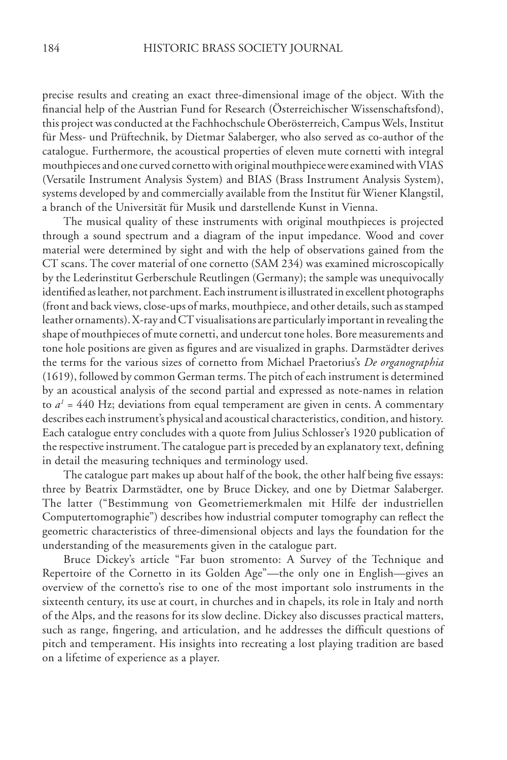precise results and creating an exact three-dimensional image of the object. With the financial help of the Austrian Fund for Research (Österreichischer Wissenschaftsfond), this project was conducted at the Fachhochschule Oberösterreich, Campus Wels, Institut für Mess- und Prüftechnik, by Dietmar Salaberger, who also served as co-author of the catalogue. Furthermore, the acoustical properties of eleven mute cornetti with integral mouthpieces and one curved cornetto with original mouthpiece were examined with VIAS (Versatile Instrument Analysis System) and BIAS (Brass Instrument Analysis System), systems developed by and commercially available from the Institut für Wiener Klangstil, a branch of the Universität für Musik und darstellende Kunst in Vienna.

The musical quality of these instruments with original mouthpieces is projected through a sound spectrum and a diagram of the input impedance. Wood and cover material were determined by sight and with the help of observations gained from the CT scans. The cover material of one cornetto (SAM 234) was examined microscopically by the Lederinstitut Gerberschule Reutlingen (Germany); the sample was unequivocally identified as leather, not parchment. Each instrument is illustrated in excellent photographs (front and back views, close-ups of marks, mouthpiece, and other details, such as stamped leather ornaments). X-ray and CT visualisations are particularly important in revealing the shape of mouthpieces of mute cornetti, and undercut tone holes. Bore measurements and tone hole positions are given as figures and are visualized in graphs. Darmstädter derives the terms for the various sizes of cornetto from Michael Praetorius's *De organographia* (1619), followed by common German terms. The pitch of each instrument is determined by an acoustical analysis of the second partial and expressed as note-names in relation to $a^1$ = 440 Hz; deviations from equal temperament are given in cents. A commentary describes each instrument's physical and acoustical characteristics, condition, and history. Each catalogue entry concludes with a quote from Julius Schlosser's 1920 publication of the respective instrument. The catalogue part is preceded by an explanatory text, defining in detail the measuring techniques and terminology used.

The catalogue part makes up about half of the book, the other half being five essays: three by Beatrix Darmstädter, one by Bruce Dickey, and one by Dietmar Salaberger. The latter ("Bestimmung von Geometriemerkmalen mit Hilfe der industriellen Computertomographie") describes how industrial computer tomography can reflect the geometric characteristics of three-dimensional objects and lays the foundation for the understanding of the measurements given in the catalogue part.

Bruce Dickey's article "Far buon stromento: A Survey of the Technique and Repertoire of the Cornetto in its Golden Age"—the only one in English—gives an overview of the cornetto's rise to one of the most important solo instruments in the sixteenth century, its use at court, in churches and in chapels, its role in Italy and north of the Alps, and the reasons for its slow decline. Dickey also discusses practical matters, such as range, fingering, and articulation, and he addresses the difficult questions of pitch and temperament. His insights into recreating a lost playing tradition are based on a lifetime of experience as a player.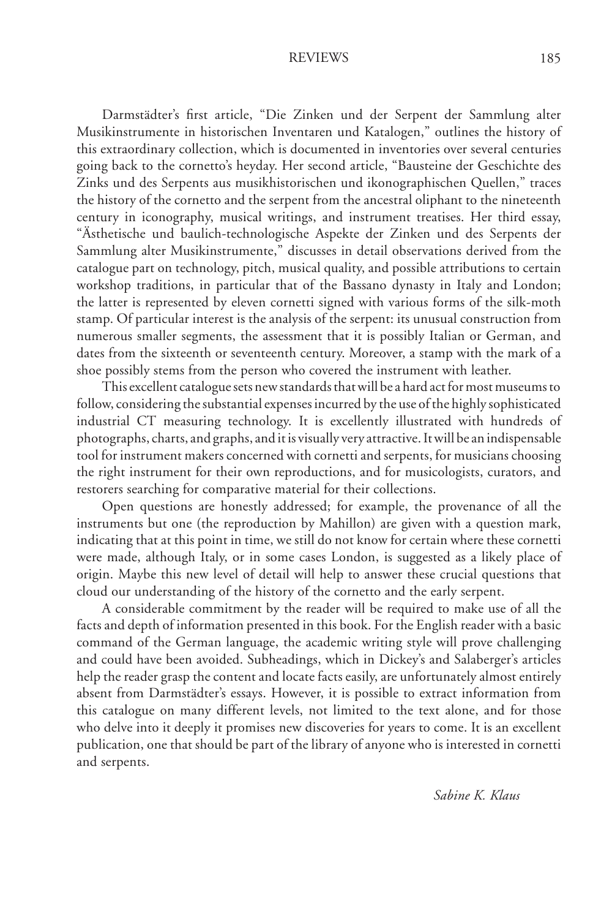Darmstädter's first article, "Die Zinken und der Serpent der Sammlung alter Musikinstrumente in historischen Inventaren und Katalogen," outlines the history of this extraordinary collection, which is documented in inventories over several centuries going back to the cornetto's heyday. Her second article, "Bausteine der Geschichte des Zinks und des Serpents aus musikhistorischen und ikonographischen Quellen," traces the history of the cornetto and the serpent from the ancestral oliphant to the nineteenth century in iconography, musical writings, and instrument treatises. Her third essay, "Ästhetische und baulich-technologische Aspekte der Zinken und des Serpents der Sammlung alter Musikinstrumente," discusses in detail observations derived from the catalogue part on technology, pitch, musical quality, and possible attributions to certain workshop traditions, in particular that of the Bassano dynasty in Italy and London; the latter is represented by eleven cornetti signed with various forms of the silk-moth stamp. Of particular interest is the analysis of the serpent: its unusual construction from numerous smaller segments, the assessment that it is possibly Italian or German, and dates from the sixteenth or seventeenth century. Moreover, a stamp with the mark of a shoe possibly stems from the person who covered the instrument with leather.

This excellent catalogue sets new standards that will be a hard act for most museums to follow, considering the substantial expenses incurred by the use of the highly sophisticated industrial CT measuring technology. It is excellently illustrated with hundreds of photographs, charts, and graphs, and it is visually very attractive. It will be an indispensable tool for instrument makers concerned with cornetti and serpents, for musicians choosing the right instrument for their own reproductions, and for musicologists, curators, and restorers searching for comparative material for their collections.

Open questions are honestly addressed; for example, the provenance of all the instruments but one (the reproduction by Mahillon) are given with a question mark, indicating that at this point in time, we still do not know for certain where these cornetti were made, although Italy, or in some cases London, is suggested as a likely place of origin. Maybe this new level of detail will help to answer these crucial questions that cloud our understanding of the history of the cornetto and the early serpent.

A considerable commitment by the reader will be required to make use of all the facts and depth of information presented in this book. For the English reader with a basic command of the German language, the academic writing style will prove challenging and could have been avoided. Subheadings, which in Dickey's and Salaberger's articles help the reader grasp the content and locate facts easily, are unfortunately almost entirely absent from Darmstädter's essays. However, it is possible to extract information from this catalogue on many different levels, not limited to the text alone, and for those who delve into it deeply it promises new discoveries for years to come. It is an excellent publication, one that should be part of the library of anyone who is interested in cornetti and serpents.

*Sabine K. Klaus*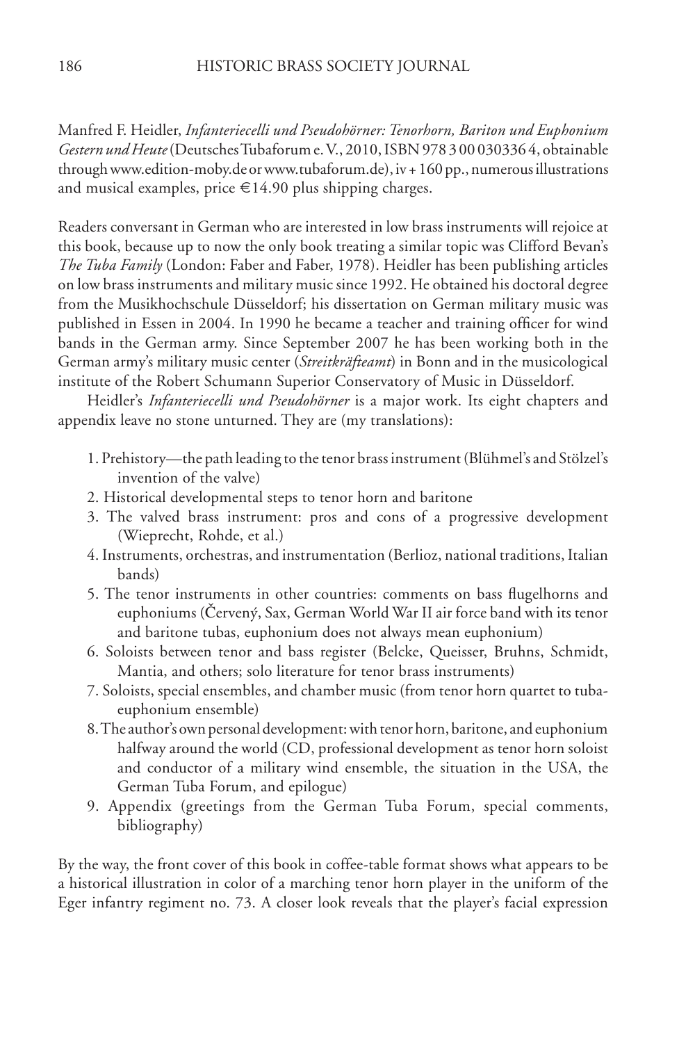Manfred F. Heidler, *Infanteriecelli und Pseudohörner: Tenorhorn, Bariton und Euphonium Gestern und Heute* (Deutsches Tubaforum e. V., 2010, ISBN 978 3 00 030336 4, obtainable through www.edition-moby.de or www.tubaforum.de), iv + 160 pp., numerous illustrations and musical examples, price €14.90 plus shipping charges.

Readers conversant in German who are interested in low brass instruments will rejoice at this book, because up to now the only book treating a similar topic was Clifford Bevan's *The Tuba Family* (London: Faber and Faber, 1978). Heidler has been publishing articles on low brass instruments and military music since 1992. He obtained his doctoral degree from the Musikhochschule Düsseldorf; his dissertation on German military music was published in Essen in 2004. In 1990 he became a teacher and training officer for wind bands in the German army. Since September 2007 he has been working both in the German army's military music center (*Streitkräfteamt*) in Bonn and in the musicological institute of the Robert Schumann Superior Conservatory of Music in Düsseldorf.

Heidler's *Infanteriecelli und Pseudohörner* is a major work. Its eight chapters and appendix leave no stone unturned. They are (my translations):

1. Prehistory—the path leading to the tenor brass instrument (Blühmel's and Stölzel's invention of the valve)
2. Historical developmental steps to tenor horn and baritone
3. The valved brass instrument: pros and cons of a progressive development (Wieprecht, Rohde, et al.)
4. Instruments, orchestras, and instrumentation (Berlioz, national traditions, Italian bands)
5. The tenor instruments in other countries: comments on bass flugelhorns and euphoniums (Červený, Sax, German World War II air force band with its tenor and baritone tubas, euphonium does not always mean euphonium)
6. Soloists between tenor and bass register (Belcke, Queisser, Bruhns, Schmidt, Mantia, and others; solo literature for tenor brass instruments)
7. Soloists, special ensembles, and chamber music (from tenor horn quartet to tuba-euphonium ensemble)
8. The author's own personal development: with tenor horn, baritone, and euphonium halfway around the world (CD, professional development as tenor horn soloist and conductor of a military wind ensemble, the situation in the USA, the German Tuba Forum, and epilogue)
9. Appendix (greetings from the German Tuba Forum, special comments, bibliography)

By the way, the front cover of this book in coffee-table format shows what appears to be a historical illustration in color of a marching tenor horn player in the uniform of the Eger infantry regiment no. 73. A closer look reveals that the player's facial expression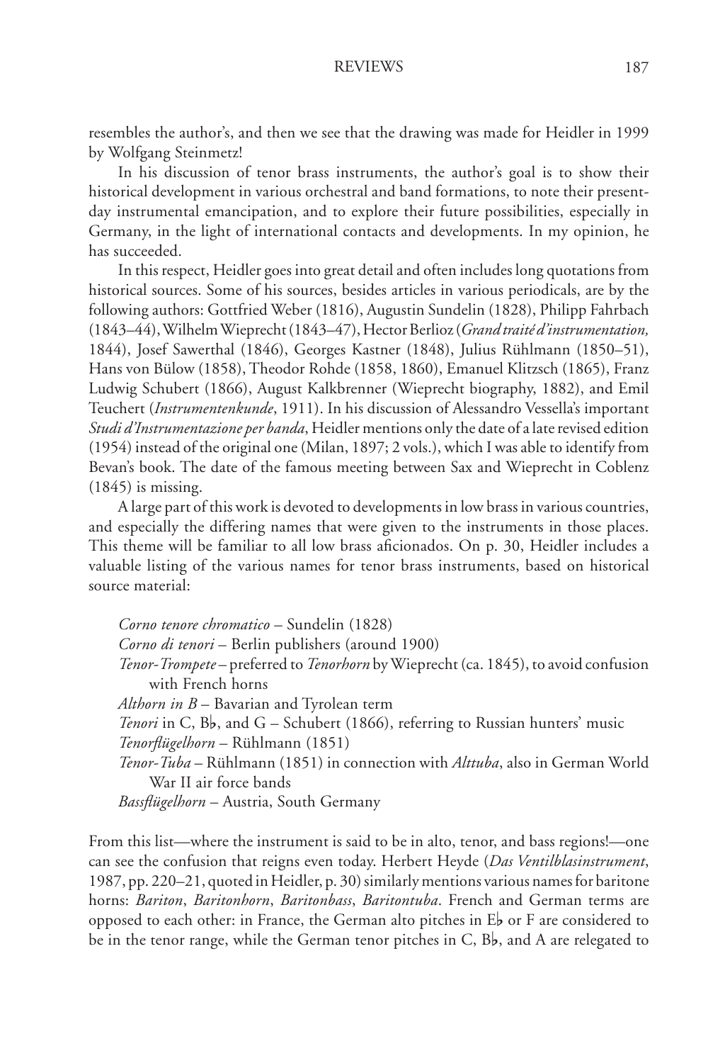resembles the author's, and then we see that the drawing was made for Heidler in 1999 by Wolfgang Steinmetz!

In his discussion of tenor brass instruments, the author's goal is to show their historical development in various orchestral and band formations, to note their present-day instrumental emancipation, and to explore their future possibilities, especially in Germany, in the light of international contacts and developments. In my opinion, he has succeeded.

In this respect, Heidler goes into great detail and often includes long quotations from historical sources. Some of his sources, besides articles in various periodicals, are by the following authors: Gottfried Weber (1816), Augustin Sundelin (1828), Philipp Fahrbach (1843–44), Wilhelm Wieprecht (1843–47), Hector Berlioz (*Grand traité d'instrumentation,* 1844), Josef Sawerthal (1846), Georges Kastner (1848), Julius Rühlmann (1850–51), Hans von Bülow (1858), Theodor Rohde (1858, 1860), Emanuel Klitzsch (1865), Franz Ludwig Schubert (1866), August Kalkbrenner (Wieprecht biography, 1882), and Emil Teuchert (*Instrumentenkunde*, 1911). In his discussion of Alessandro Vessella's important *Studi d'Instrumentazione per banda*, Heidler mentions only the date of a late revised edition (1954) instead of the original one (Milan, 1897; 2 vols.), which I was able to identify from Bevan's book. The date of the famous meeting between Sax and Wieprecht in Coblenz (1845) is missing.

A large part of this work is devoted to developments in low brass in various countries, and especially the differing names that were given to the instruments in those places. This theme will be familiar to all low brass aficionados. On p. 30, Heidler includes a valuable listing of the various names for tenor brass instruments, based on historical source material:

*Corno tenore chromatico* – Sundelin (1828)  
*Corno di tenori* – Berlin publishers (around 1900)  
*Tenor-Trompete* – preferred to *Tenorhorn* by Wieprecht (ca. 1845), to avoid confusion with French horns  
*Althorn in B* – Bavarian and Tyrolean term  
*Tenori* in C, B♭, and G – Schubert (1866), referring to Russian hunters' music  
*Tenorflügelhorn* – Rühlmann (1851)  
*Tenor-Tuba* – Rühlmann (1851) in connection with *Alttuba*, also in German World War II air force bands  
*Bassflügelhorn* – Austria, South Germany

From this list—where the instrument is said to be in alto, tenor, and bass regions!—one can see the confusion that reigns even today. Herbert Heyde (*Das Ventilblasinstrument*, 1987, pp. 220–21, quoted in Heidler, p. 30) similarly mentions various names for baritone horns: *Bariton*, *Baritonhorn*, *Baritonbass*, *Baritontuba*. French and German terms are opposed to each other: in France, the German alto pitches in E♭ or F are considered to be in the tenor range, while the German tenor pitches in C, B♭, and A are relegated to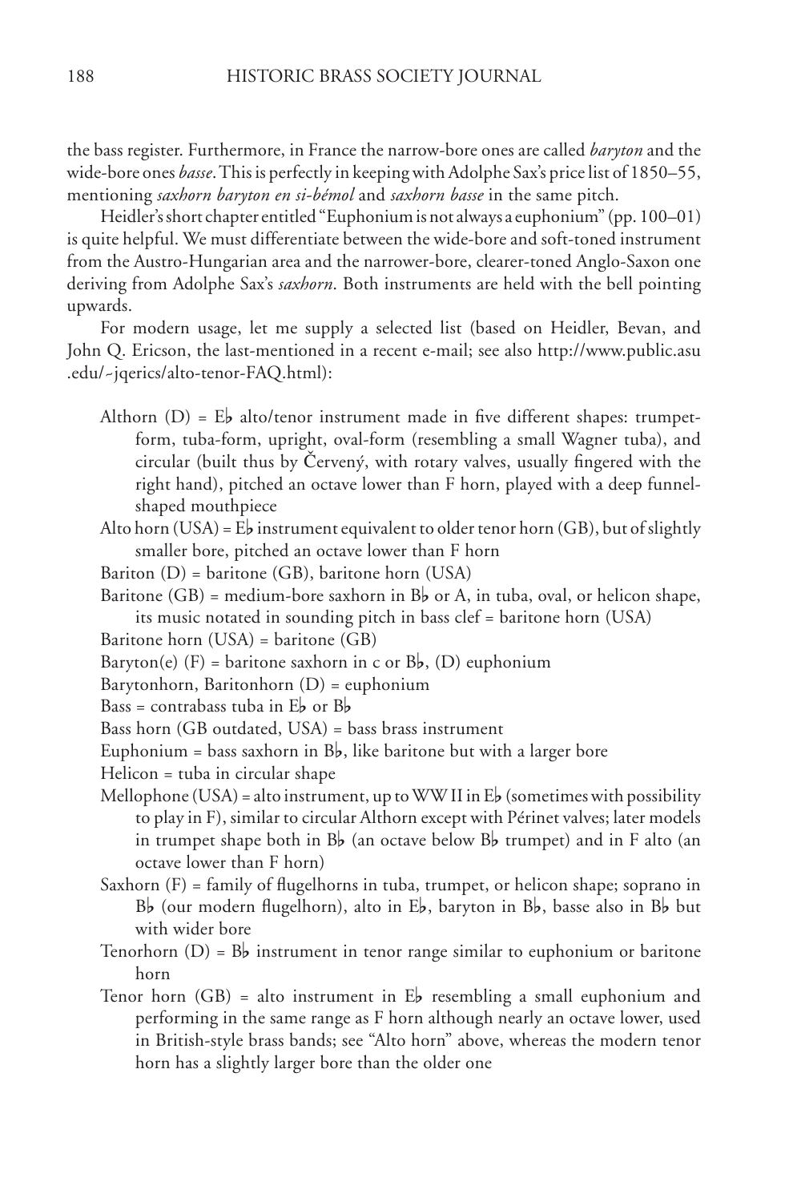the bass register. Furthermore, in France the narrow-bore ones are called *baryton* and the wide-bore ones *basse*. This is perfectly in keeping with Adolphe Sax's price list of 1850–55, mentioning *saxhorn baryton en si-bémol* and *saxhorn basse* in the same pitch.

Heidler's short chapter entitled "Euphonium is not always a euphonium" (pp. 100–01) is quite helpful. We must differentiate between the wide-bore and soft-toned instrument from the Austro-Hungarian area and the narrower-bore, clearer-toned Anglo-Saxon one deriving from Adolphe Sax's *saxhorn*. Both instruments are held with the bell pointing upwards.

For modern usage, let me supply a selected list (based on Heidler, Bevan, and John Q. Ericson, the last-mentioned in a recent e-mail; see also http://www.public.asu.edu/~jqerics/alto-tenor-FAQ.html):

Althorn (D) = E♭ alto/tenor instrument made in five different shapes: trumpet-form, tuba-form, upright, oval-form (resembling a small Wagner tuba), and circular (built thus by Červený, with rotary valves, usually fingered with the right hand), pitched an octave lower than F horn, played with a deep funnel-shaped mouthpiece

Alto horn (USA) = E♭ instrument equivalent to older tenor horn (GB), but of slightly smaller bore, pitched an octave lower than F horn

Bariton (D) = baritone (GB), baritone horn (USA)

Baritone (GB) = medium-bore saxhorn in B♭ or A, in tuba, oval, or helicon shape, its music notated in sounding pitch in bass clef = baritone horn (USA)

Baritone horn (USA) = baritone (GB)

Baryton(e) (F) = baritone saxhorn in c or B♭, (D) euphonium

Barytonhorn, Baritonhorn (D) = euphonium

Bass = contrabass tuba in E♭ or B♭

Bass horn (GB outdated, USA) = bass brass instrument

Euphonium = bass saxhorn in B♭, like baritone but with a larger bore

Helicon = tuba in circular shape

Mellophone (USA) = alto instrument, up to WW II in E♭ (sometimes with possibility to play in F), similar to circular Althorn except with Périnet valves; later models in trumpet shape both in B♭ (an octave below B♭ trumpet) and in F alto (an octave lower than F horn)

Saxhorn (F) = family of flugelhorns in tuba, trumpet, or helicon shape; soprano in B♭ (our modern flugelhorn), alto in E♭, baryton in B♭, basse also in B♭ but with wider bore

Tenorhorn (D) = B♭ instrument in tenor range similar to euphonium or baritone horn

Tenor horn (GB) = alto instrument in E♭ resembling a small euphonium and performing in the same range as F horn although nearly an octave lower, used in British-style brass bands; see "Alto horn" above, whereas the modern tenor horn has a slightly larger bore than the older one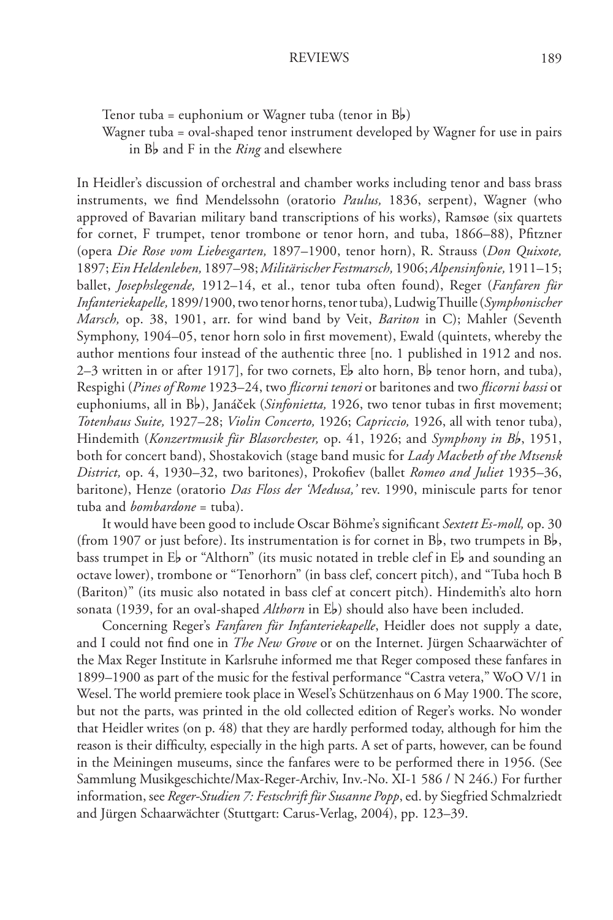Tenor tuba = euphonium or Wagner tuba (tenor in B♭)  
Wagner tuba = oval-shaped tenor instrument developed by Wagner for use in pairs in B♭ and F in the *Ring* and elsewhere

In Heidler's discussion of orchestral and chamber works including tenor and bass brass instruments, we find Mendelssohn (oratorio *Paulus,* 1836, serpent), Wagner (who approved of Bavarian military band transcriptions of his works), Ramsøe (six quartets for cornet, F trumpet, tenor trombone or tenor horn, and tuba, 1866–88), Pfitzner (opera *Die Rose vom Liebesgarten,* 1897–1900, tenor horn), R. Strauss (*Don Quixote,* 1897; *Ein Heldenleben,* 1897–98; *Militärischer Festmarsch,* 1906; *Alpensinfonie,* 1911–15; ballet, *Josephslegende,* 1912–14, et al., tenor tuba often found), Reger (*Fanfaren für Infanteriekapelle,* 1899/1900, two tenor horns, tenor tuba), Ludwig Thuille (*Symphonischer Marsch,* op. 38, 1901, arr. for wind band by Veit, *Bariton* in C); Mahler (Seventh Symphony, 1904–05, tenor horn solo in first movement), Ewald (quintets, whereby the author mentions four instead of the authentic three [no. 1 published in 1912 and nos. 2–3 written in or after 1917], for two cornets, E♭ alto horn, B♭ tenor horn, and tuba), Respighi (*Pines of Rome* 1923–24, two *flicorni tenori* or baritones and two *flicorni bassi* or euphoniums, all in B♭), Janáček (*Sinfonietta,* 1926, two tenor tubas in first movement; *Totenhaus Suite,* 1927–28; *Violin Concerto,* 1926; *Capriccio,* 1926, all with tenor tuba), Hindemith (*Konzertmusik für Blasorchester,* op. 41, 1926; and *Symphony in B♭*, 1951, both for concert band), Shostakovich (stage band music for *Lady Macbeth of the Mtsensk District,* op. 4, 1930–32, two baritones), Prokofiev (ballet *Romeo and Juliet* 1935–36, baritone), Henze (oratorio *Das Floss der 'Medusa,'* rev. 1990, miniscule parts for tenor tuba and *bombardone* = tuba).

It would have been good to include Oscar Böhme's significant *Sextett Es-moll,* op. 30 (from 1907 or just before). Its instrumentation is for cornet in B♭, two trumpets in B♭, bass trumpet in E♭ or "Althorn" (its music notated in treble clef in E♭ and sounding an octave lower), trombone or "Tenorhorn" (in bass clef, concert pitch), and "Tuba hoch B (Bariton)" (its music also notated in bass clef at concert pitch). Hindemith's alto horn sonata (1939, for an oval-shaped *Althorn* in E♭) should also have been included.

Concerning Reger's *Fanfaren für Infanteriekapelle*, Heidler does not supply a date, and I could not find one in *The New Grove* or on the Internet. Jürgen Schaarwächter of the Max Reger Institute in Karlsruhe informed me that Reger composed these fanfares in 1899–1900 as part of the music for the festival performance "Castra vetera," WoO V/1 in Wesel. The world premiere took place in Wesel's Schützenhaus on 6 May 1900. The score, but not the parts, was printed in the old collected edition of Reger's works. No wonder that Heidler writes (on p. 48) that they are hardly performed today, although for him the reason is their difficulty, especially in the high parts. A set of parts, however, can be found in the Meiningen museums, since the fanfares were to be performed there in 1956. (See Sammlung Musikgeschichte/Max-Reger-Archiv, Inv.-No. XI-1 586 / N 246.) For further information, see *Reger-Studien 7: Festschrift für Susanne Popp*, ed. by Siegfried Schmalzriedt and Jürgen Schaarwächter (Stuttgart: Carus-Verlag, 2004), pp. 123–39.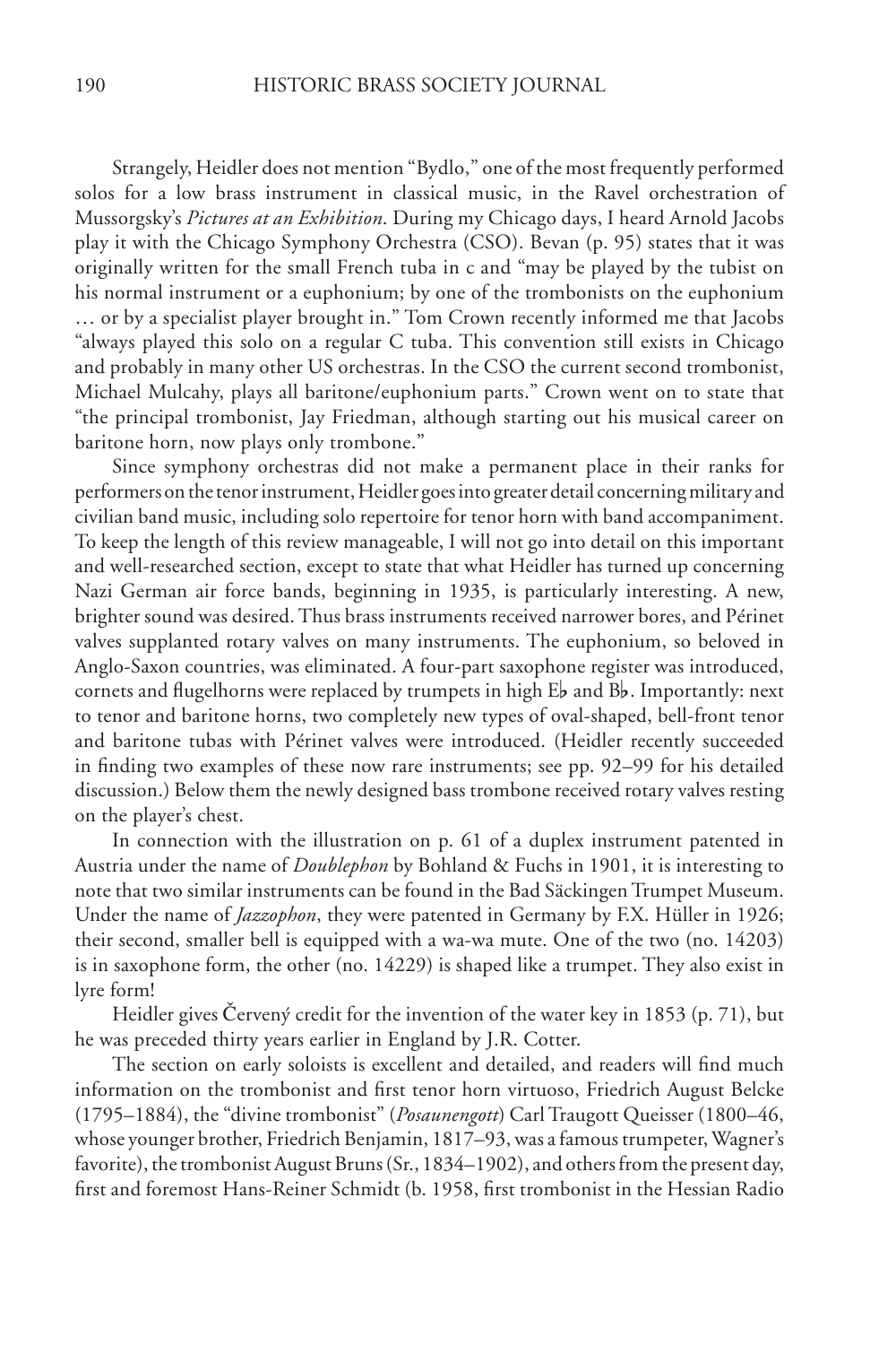Strangely, Heidler does not mention "Bydlo," one of the most frequently performed solos for a low brass instrument in classical music, in the Ravel orchestration of Mussorgsky's *Pictures at an Exhibition*. During my Chicago days, I heard Arnold Jacobs play it with the Chicago Symphony Orchestra (CSO). Bevan (p. 95) states that it was originally written for the small French tuba in c and "may be played by the tubist on his normal instrument or a euphonium; by one of the trombonists on the euphonium … or by a specialist player brought in." Tom Crown recently informed me that Jacobs "always played this solo on a regular C tuba. This convention still exists in Chicago and probably in many other US orchestras. In the CSO the current second trombonist, Michael Mulcahy, plays all baritone/euphonium parts." Crown went on to state that "the principal trombonist, Jay Friedman, although starting out his musical career on baritone horn, now plays only trombone."

Since symphony orchestras did not make a permanent place in their ranks for performers on the tenor instrument, Heidler goes into greater detail concerning military and civilian band music, including solo repertoire for tenor horn with band accompaniment. To keep the length of this review manageable, I will not go into detail on this important and well-researched section, except to state that what Heidler has turned up concerning Nazi German air force bands, beginning in 1935, is particularly interesting. A new, brighter sound was desired. Thus brass instruments received narrower bores, and Périnet valves supplanted rotary valves on many instruments. The euphonium, so beloved in Anglo-Saxon countries, was eliminated. A four-part saxophone register was introduced, cornets and flugelhorns were replaced by trumpets in high E♭ and B♭. Importantly: next to tenor and baritone horns, two completely new types of oval-shaped, bell-front tenor and baritone tubas with Périnet valves were introduced. (Heidler recently succeeded in finding two examples of these now rare instruments; see pp. 92–99 for his detailed discussion.) Below them the newly designed bass trombone received rotary valves resting on the player's chest.

In connection with the illustration on p. 61 of a duplex instrument patented in Austria under the name of *Doublephon* by Bohland & Fuchs in 1901, it is interesting to note that two similar instruments can be found in the Bad Säckingen Trumpet Museum. Under the name of *Jazzophon*, they were patented in Germany by F.X. Hüller in 1926; their second, smaller bell is equipped with a wa-wa mute. One of the two (no. 14203) is in saxophone form, the other (no. 14229) is shaped like a trumpet. They also exist in lyre form!

Heidler gives Červený credit for the invention of the water key in 1853 (p. 71), but he was preceded thirty years earlier in England by J.R. Cotter.

The section on early soloists is excellent and detailed, and readers will find much information on the trombonist and first tenor horn virtuoso, Friedrich August Belcke (1795–1884), the "divine trombonist" (*Posaunengott*) Carl Traugott Queisser (1800–46, whose younger brother, Friedrich Benjamin, 1817–93, was a famous trumpeter, Wagner's favorite), the trombonist August Bruns (Sr., 1834–1902), and others from the present day, first and foremost Hans-Reiner Schmidt (b. 1958, first trombonist in the Hessian Radio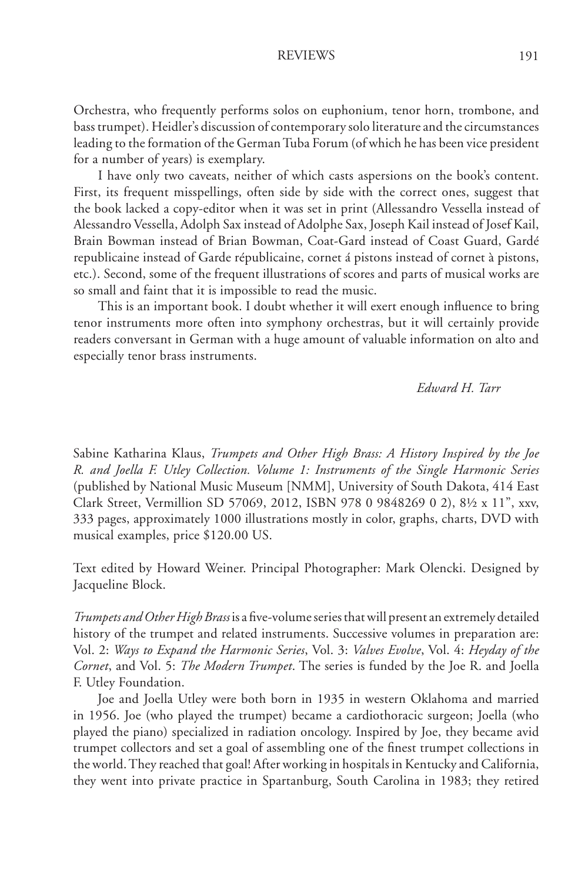Orchestra, who frequently performs solos on euphonium, tenor horn, trombone, and bass trumpet). Heidler's discussion of contemporary solo literature and the circumstances leading to the formation of the German Tuba Forum (of which he has been vice president for a number of years) is exemplary.

I have only two caveats, neither of which casts aspersions on the book's content. First, its frequent misspellings, often side by side with the correct ones, suggest that the book lacked a copy-editor when it was set in print (Allessandro Vessella instead of Alessandro Vessella, Adolph Sax instead of Adolphe Sax, Joseph Kail instead of Josef Kail, Brain Bowman instead of Brian Bowman, Coat-Gard instead of Coast Guard, Gardé republicaine instead of Garde républicaine, cornet á pistons instead of cornet à pistons, etc.). Second, some of the frequent illustrations of scores and parts of musical works are so small and faint that it is impossible to read the music.

This is an important book. I doubt whether it will exert enough influence to bring tenor instruments more often into symphony orchestras, but it will certainly provide readers conversant in German with a huge amount of valuable information on alto and especially tenor brass instruments.

*Edward H. Tarr*

Sabine Katharina Klaus, *Trumpets and Other High Brass: A History Inspired by the Joe R. and Joella F. Utley Collection. Volume 1: Instruments of the Single Harmonic Series* (published by National Music Museum [NMM], University of South Dakota, 414 East Clark Street, Vermillion SD 57069, 2012, ISBN 978 0 9848269 0 2), 8½ x 11", xxv, 333 pages, approximately 1000 illustrations mostly in color, graphs, charts, DVD with musical examples, price $120.00 US.

Text edited by Howard Weiner. Principal Photographer: Mark Olencki. Designed by Jacqueline Block.

*Trumpets and Other High Brass* is a five-volume series that will present an extremely detailed history of the trumpet and related instruments. Successive volumes in preparation are: Vol. 2: *Ways to Expand the Harmonic Series*, Vol. 3: *Valves Evolve*, Vol. 4: *Heyday of the Cornet*, and Vol. 5: *The Modern Trumpet*. The series is funded by the Joe R. and Joella F. Utley Foundation.

Joe and Joella Utley were both born in 1935 in western Oklahoma and married in 1956. Joe (who played the trumpet) became a cardiothoracic surgeon; Joella (who played the piano) specialized in radiation oncology. Inspired by Joe, they became avid trumpet collectors and set a goal of assembling one of the finest trumpet collections in the world. They reached that goal! After working in hospitals in Kentucky and California, they went into private practice in Spartanburg, South Carolina in 1983; they retired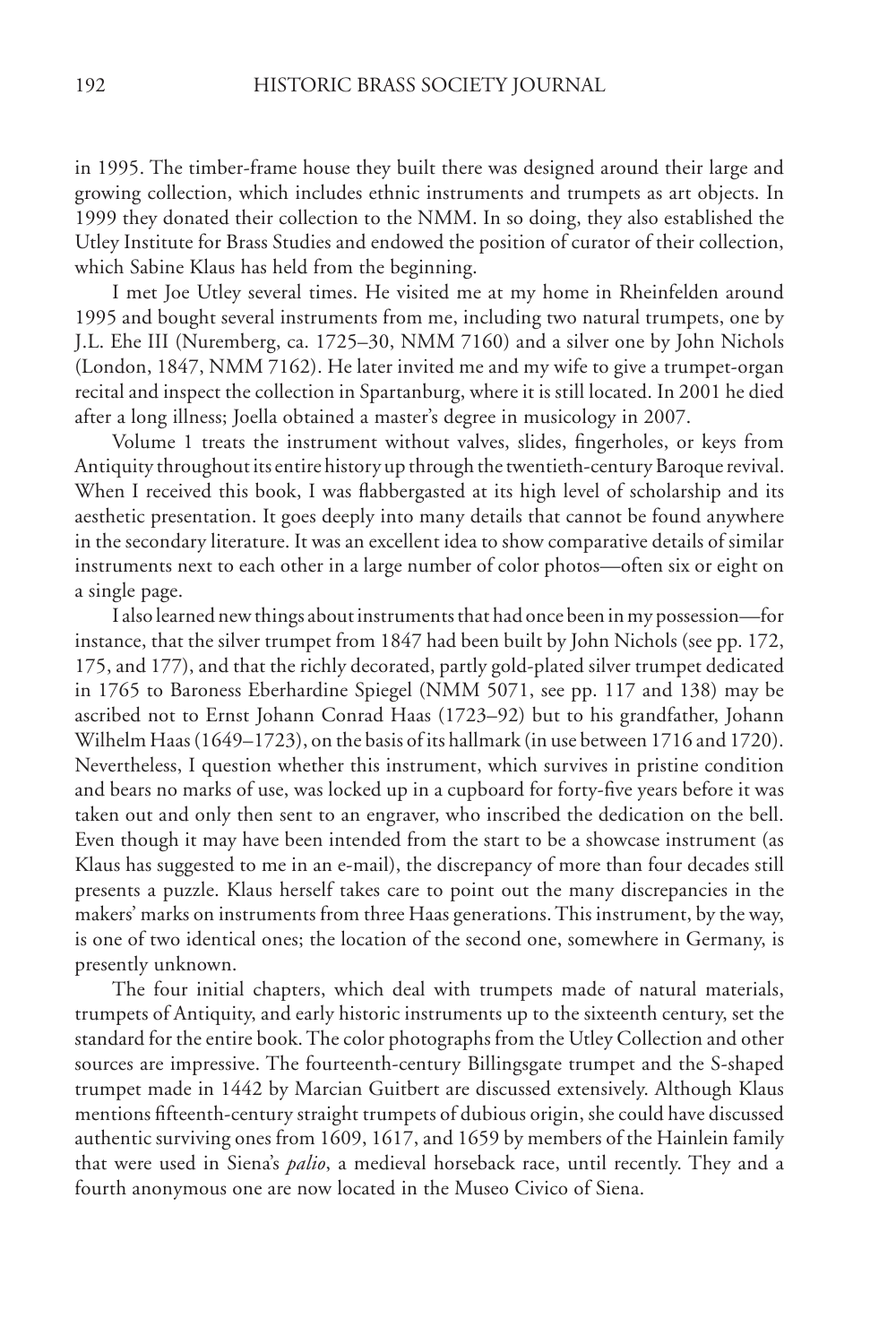in 1995. The timber-frame house they built there was designed around their large and growing collection, which includes ethnic instruments and trumpets as art objects. In 1999 they donated their collection to the NMM. In so doing, they also established the Utley Institute for Brass Studies and endowed the position of curator of their collection, which Sabine Klaus has held from the beginning.

I met Joe Utley several times. He visited me at my home in Rheinfelden around 1995 and bought several instruments from me, including two natural trumpets, one by J.L. Ehe III (Nuremberg, ca. 1725–30, NMM 7160) and a silver one by John Nichols (London, 1847, NMM 7162). He later invited me and my wife to give a trumpet-organ recital and inspect the collection in Spartanburg, where it is still located. In 2001 he died after a long illness; Joella obtained a master's degree in musicology in 2007.

Volume 1 treats the instrument without valves, slides, fingerholes, or keys from Antiquity throughout its entire history up through the twentieth-century Baroque revival. When I received this book, I was flabbergasted at its high level of scholarship and its aesthetic presentation. It goes deeply into many details that cannot be found anywhere in the secondary literature. It was an excellent idea to show comparative details of similar instruments next to each other in a large number of color photos—often six or eight on a single page.

I also learned new things about instruments that had once been in my possession—for instance, that the silver trumpet from 1847 had been built by John Nichols (see pp. 172, 175, and 177), and that the richly decorated, partly gold-plated silver trumpet dedicated in 1765 to Baroness Eberhardine Spiegel (NMM 5071, see pp. 117 and 138) may be ascribed not to Ernst Johann Conrad Haas (1723–92) but to his grandfather, Johann Wilhelm Haas (1649–1723), on the basis of its hallmark (in use between 1716 and 1720). Nevertheless, I question whether this instrument, which survives in pristine condition and bears no marks of use, was locked up in a cupboard for forty-five years before it was taken out and only then sent to an engraver, who inscribed the dedication on the bell. Even though it may have been intended from the start to be a showcase instrument (as Klaus has suggested to me in an e-mail), the discrepancy of more than four decades still presents a puzzle. Klaus herself takes care to point out the many discrepancies in the makers' marks on instruments from three Haas generations. This instrument, by the way, is one of two identical ones; the location of the second one, somewhere in Germany, is presently unknown.

The four initial chapters, which deal with trumpets made of natural materials, trumpets of Antiquity, and early historic instruments up to the sixteenth century, set the standard for the entire book. The color photographs from the Utley Collection and other sources are impressive. The fourteenth-century Billingsgate trumpet and the S-shaped trumpet made in 1442 by Marcian Guitbert are discussed extensively. Although Klaus mentions fifteenth-century straight trumpets of dubious origin, she could have discussed authentic surviving ones from 1609, 1617, and 1659 by members of the Hainlein family that were used in Siena's *palio*, a medieval horseback race, until recently. They and a fourth anonymous one are now located in the Museo Civico of Siena.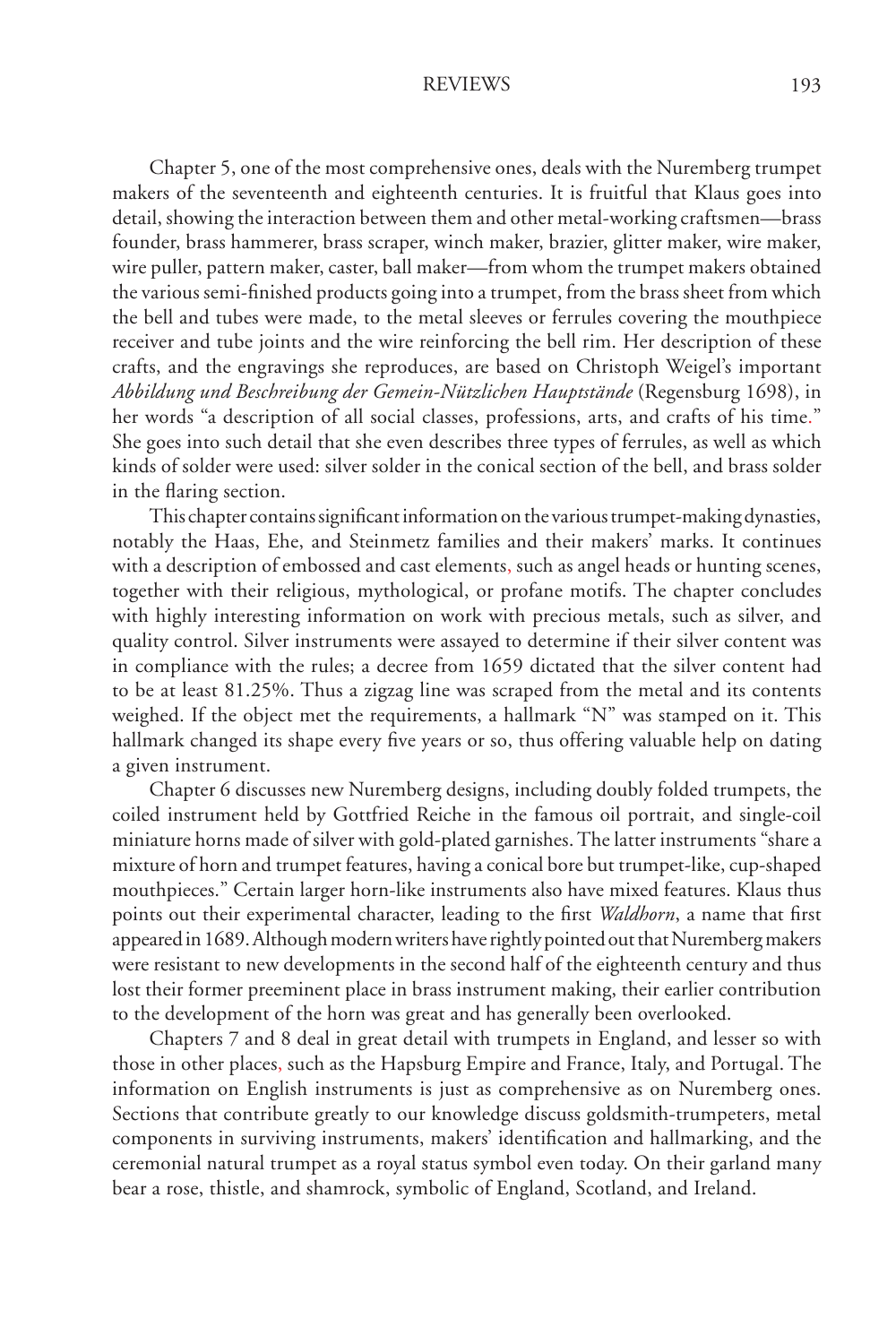Chapter 5, one of the most comprehensive ones, deals with the Nuremberg trumpet makers of the seventeenth and eighteenth centuries. It is fruitful that Klaus goes into detail, showing the interaction between them and other metal-working craftsmen—brass founder, brass hammerer, brass scraper, winch maker, brazier, glitter maker, wire maker, wire puller, pattern maker, caster, ball maker—from whom the trumpet makers obtained the various semi-finished products going into a trumpet, from the brass sheet from which the bell and tubes were made, to the metal sleeves or ferrules covering the mouthpiece receiver and tube joints and the wire reinforcing the bell rim. Her description of these crafts, and the engravings she reproduces, are based on Christoph Weigel's important *Abbildung und Beschreibung der Gemein-Nützlichen Hauptstände* (Regensburg 1698), in her words "a description of all social classes, professions, arts, and crafts of his time." She goes into such detail that she even describes three types of ferrules, as well as which kinds of solder were used: silver solder in the conical section of the bell, and brass solder in the flaring section.

This chapter contains significant information on the various trumpet-making dynasties, notably the Haas, Ehe, and Steinmetz families and their makers' marks. It continues with a description of embossed and cast elements, such as angel heads or hunting scenes, together with their religious, mythological, or profane motifs. The chapter concludes with highly interesting information on work with precious metals, such as silver, and quality control. Silver instruments were assayed to determine if their silver content was in compliance with the rules; a decree from 1659 dictated that the silver content had to be at least 81.25%. Thus a zigzag line was scraped from the metal and its contents weighed. If the object met the requirements, a hallmark "N" was stamped on it. This hallmark changed its shape every five years or so, thus offering valuable help on dating a given instrument.

Chapter 6 discusses new Nuremberg designs, including doubly folded trumpets, the coiled instrument held by Gottfried Reiche in the famous oil portrait, and single-coil miniature horns made of silver with gold-plated garnishes. The latter instruments "share a mixture of horn and trumpet features, having a conical bore but trumpet-like, cup-shaped mouthpieces." Certain larger horn-like instruments also have mixed features. Klaus thus points out their experimental character, leading to the first *Waldhorn*, a name that first appeared in 1689. Although modern writers have rightly pointed out that Nuremberg makers were resistant to new developments in the second half of the eighteenth century and thus lost their former preeminent place in brass instrument making, their earlier contribution to the development of the horn was great and has generally been overlooked.

Chapters 7 and 8 deal in great detail with trumpets in England, and lesser so with those in other places, such as the Hapsburg Empire and France, Italy, and Portugal. The information on English instruments is just as comprehensive as on Nuremberg ones. Sections that contribute greatly to our knowledge discuss goldsmith-trumpeters, metal components in surviving instruments, makers' identification and hallmarking, and the ceremonial natural trumpet as a royal status symbol even today. On their garland many bear a rose, thistle, and shamrock, symbolic of England, Scotland, and Ireland.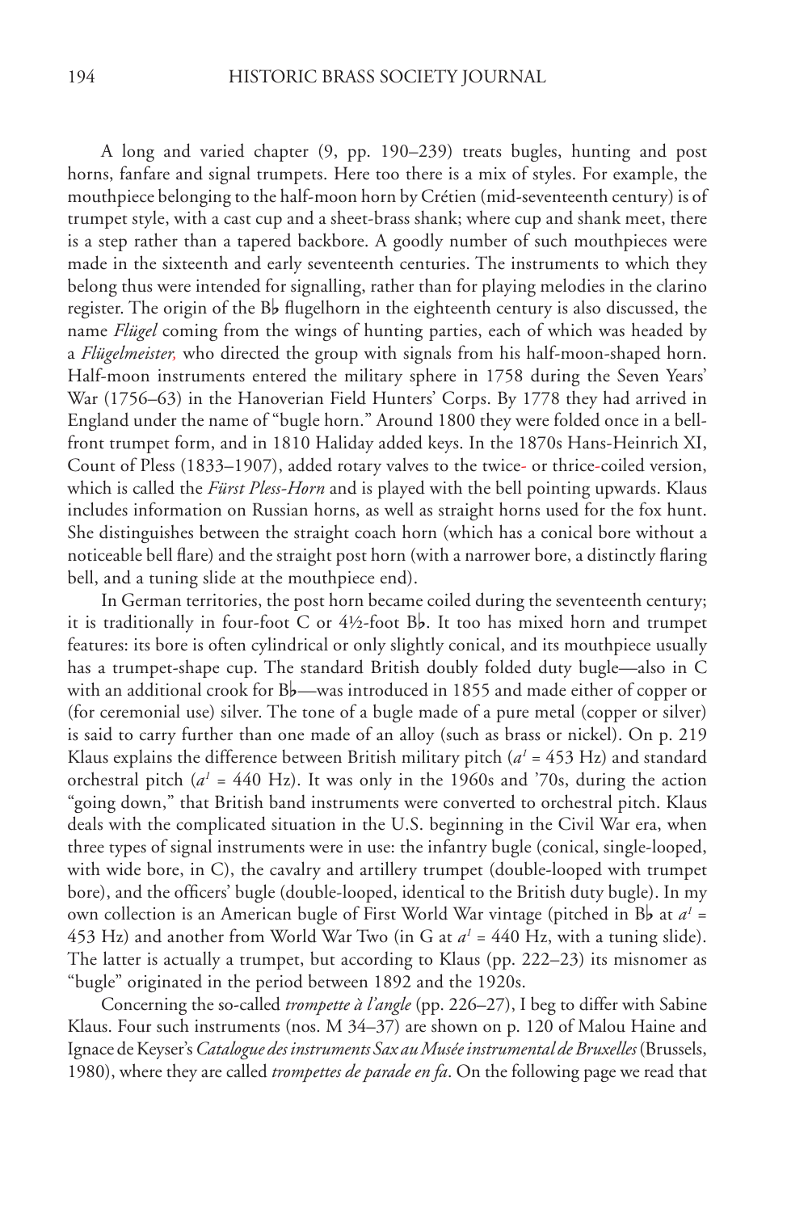A long and varied chapter (9, pp. 190–239) treats bugles, hunting and post horns, fanfare and signal trumpets. Here too there is a mix of styles. For example, the mouthpiece belonging to the half-moon horn by Crétien (mid-seventeenth century) is of trumpet style, with a cast cup and a sheet-brass shank; where cup and shank meet, there is a step rather than a tapered backbore. A goodly number of such mouthpieces were made in the sixteenth and early seventeenth centuries. The instruments to which they belong thus were intended for signalling, rather than for playing melodies in the clarino register. The origin of the B♭ flugelhorn in the eighteenth century is also discussed, the name *Flügel* coming from the wings of hunting parties, each of which was headed by a *Flügelmeister,* who directed the group with signals from his half-moon-shaped horn. Half-moon instruments entered the military sphere in 1758 during the Seven Years' War (1756–63) in the Hanoverian Field Hunters' Corps. By 1778 they had arrived in England under the name of "bugle horn." Around 1800 they were folded once in a bell-front trumpet form, and in 1810 Haliday added keys. In the 1870s Hans-Heinrich XI, Count of Pless (1833–1907), added rotary valves to the twice- or thrice-coiled version, which is called the *Fürst Pless-Horn* and is played with the bell pointing upwards. Klaus includes information on Russian horns, as well as straight horns used for the fox hunt. She distinguishes between the straight coach horn (which has a conical bore without a noticeable bell flare) and the straight post horn (with a narrower bore, a distinctly flaring bell, and a tuning slide at the mouthpiece end).

In German territories, the post horn became coiled during the seventeenth century; it is traditionally in four-foot C or 4½-foot B♭. It too has mixed horn and trumpet features: its bore is often cylindrical or only slightly conical, and its mouthpiece usually has a trumpet-shape cup. The standard British doubly folded duty bugle—also in C with an additional crook for B♭—was introduced in 1855 and made either of copper or (for ceremonial use) silver. The tone of a bugle made of a pure metal (copper or silver) is said to carry further than one made of an alloy (such as brass or nickel). On p. 219 Klaus explains the difference between British military pitch ($a^1$ = 453 Hz) and standard orchestral pitch ($a^1$ = 440 Hz). It was only in the 1960s and '70s, during the action "going down," that British band instruments were converted to orchestral pitch. Klaus deals with the complicated situation in the U.S. beginning in the Civil War era, when three types of signal instruments were in use: the infantry bugle (conical, single-looped, with wide bore, in C), the cavalry and artillery trumpet (double-looped with trumpet bore), and the officers' bugle (double-looped, identical to the British duty bugle). In my own collection is an American bugle of First World War vintage (pitched in B♭ at $a^1$ = 453 Hz) and another from World War Two (in G at $a^1$ = 440 Hz, with a tuning slide). The latter is actually a trumpet, but according to Klaus (pp. 222–23) its misnomer as "bugle" originated in the period between 1892 and the 1920s.

Concerning the so-called *trompette à l'angle* (pp. 226–27), I beg to differ with Sabine Klaus. Four such instruments (nos. M 34–37) are shown on p. 120 of Malou Haine and Ignace de Keyser's *Catalogue des instruments Sax au Musée instrumental de Bruxelles* (Brussels, 1980), where they are called *trompettes de parade en fa*. On the following page we read that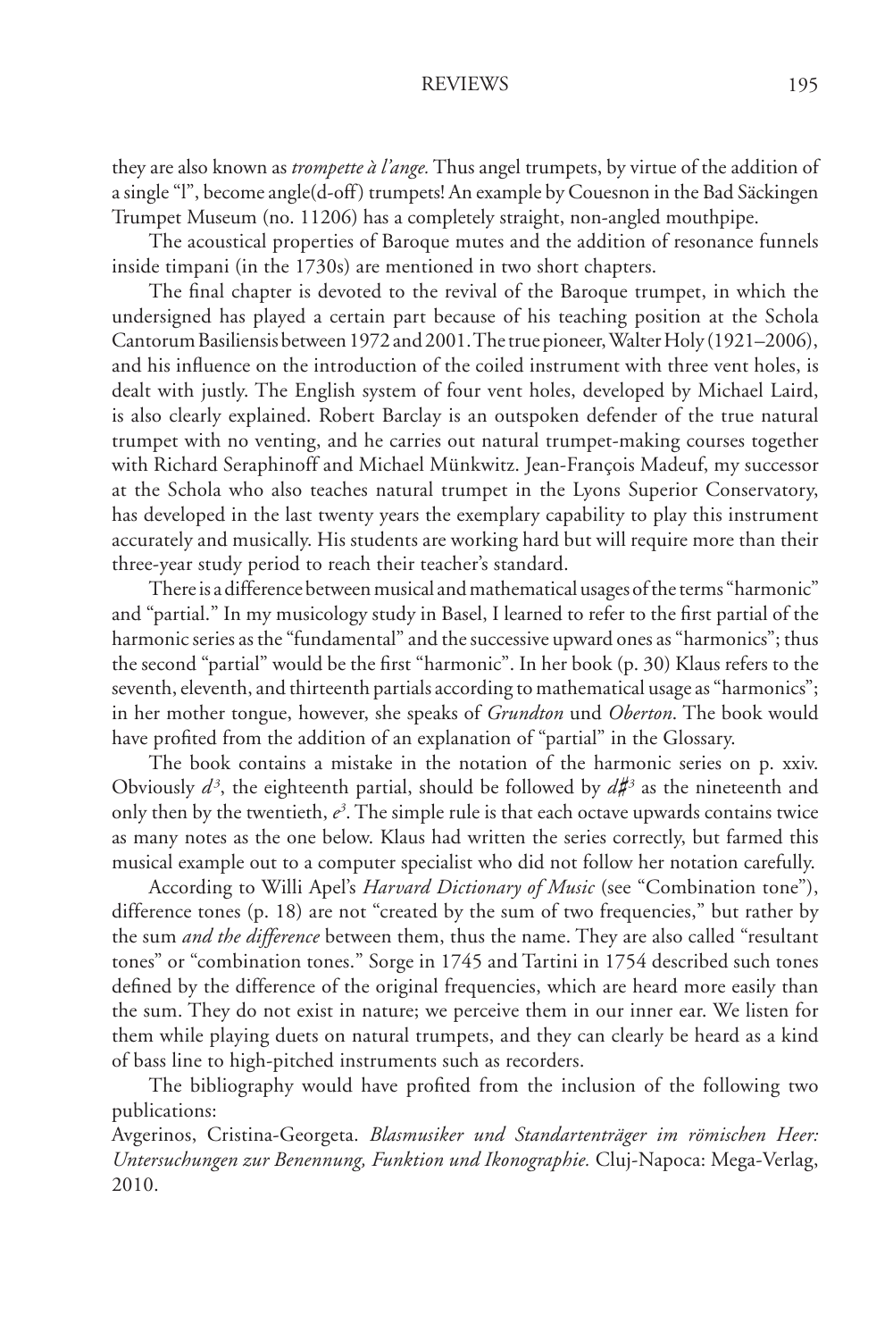they are also known as *trompette à l'ange.* Thus angel trumpets, by virtue of the addition of a single "l", become angle(d-off) trumpets! An example by Couesnon in the Bad Säckingen Trumpet Museum (no. 11206) has a completely straight, non-angled mouthpipe.

The acoustical properties of Baroque mutes and the addition of resonance funnels inside timpani (in the 1730s) are mentioned in two short chapters.

The final chapter is devoted to the revival of the Baroque trumpet, in which the undersigned has played a certain part because of his teaching position at the Schola Cantorum Basiliensis between 1972 and 2001. The true pioneer, Walter Holy (1921–2006), and his influence on the introduction of the coiled instrument with three vent holes, is dealt with justly. The English system of four vent holes, developed by Michael Laird, is also clearly explained. Robert Barclay is an outspoken defender of the true natural trumpet with no venting, and he carries out natural trumpet-making courses together with Richard Seraphinoff and Michael Münkwitz. Jean-François Madeuf, my successor at the Schola who also teaches natural trumpet in the Lyons Superior Conservatory, has developed in the last twenty years the exemplary capability to play this instrument accurately and musically. His students are working hard but will require more than their three-year study period to reach their teacher's standard.

There is a difference between musical and mathematical usages of the terms "harmonic" and "partial." In my musicology study in Basel, I learned to refer to the first partial of the harmonic series as the "fundamental" and the successive upward ones as "harmonics"; thus the second "partial" would be the first "harmonic". In her book (p. 30) Klaus refers to the seventh, eleventh, and thirteenth partials according to mathematical usage as "harmonics"; in her mother tongue, however, she speaks of *Grundton* und *Oberton*. The book would have profited from the addition of an explanation of "partial" in the Glossary.

The book contains a mistake in the notation of the harmonic series on p. xxiv. Obviously $d^3$, the eighteenth partial, should be followed by $d\sharp^3$ as the nineteenth and only then by the twentieth, $e^3$. The simple rule is that each octave upwards contains twice as many notes as the one below. Klaus had written the series correctly, but farmed this musical example out to a computer specialist who did not follow her notation carefully.

According to Willi Apel's *Harvard Dictionary of Music* (see "Combination tone"), difference tones (p. 18) are not "created by the sum of two frequencies," but rather by the sum *and the difference* between them, thus the name. They are also called "resultant tones" or "combination tones." Sorge in 1745 and Tartini in 1754 described such tones defined by the difference of the original frequencies, which are heard more easily than the sum. They do not exist in nature; we perceive them in our inner ear. We listen for them while playing duets on natural trumpets, and they can clearly be heard as a kind of bass line to high-pitched instruments such as recorders.

The bibliography would have profited from the inclusion of the following two publications:

Avgerinos, Cristina-Georgeta. *Blasmusiker und Standartenträger im römischen Heer: Untersuchungen zur Benennung, Funktion und Ikonographie.* Cluj-Napoca: Mega-Verlag, 2010.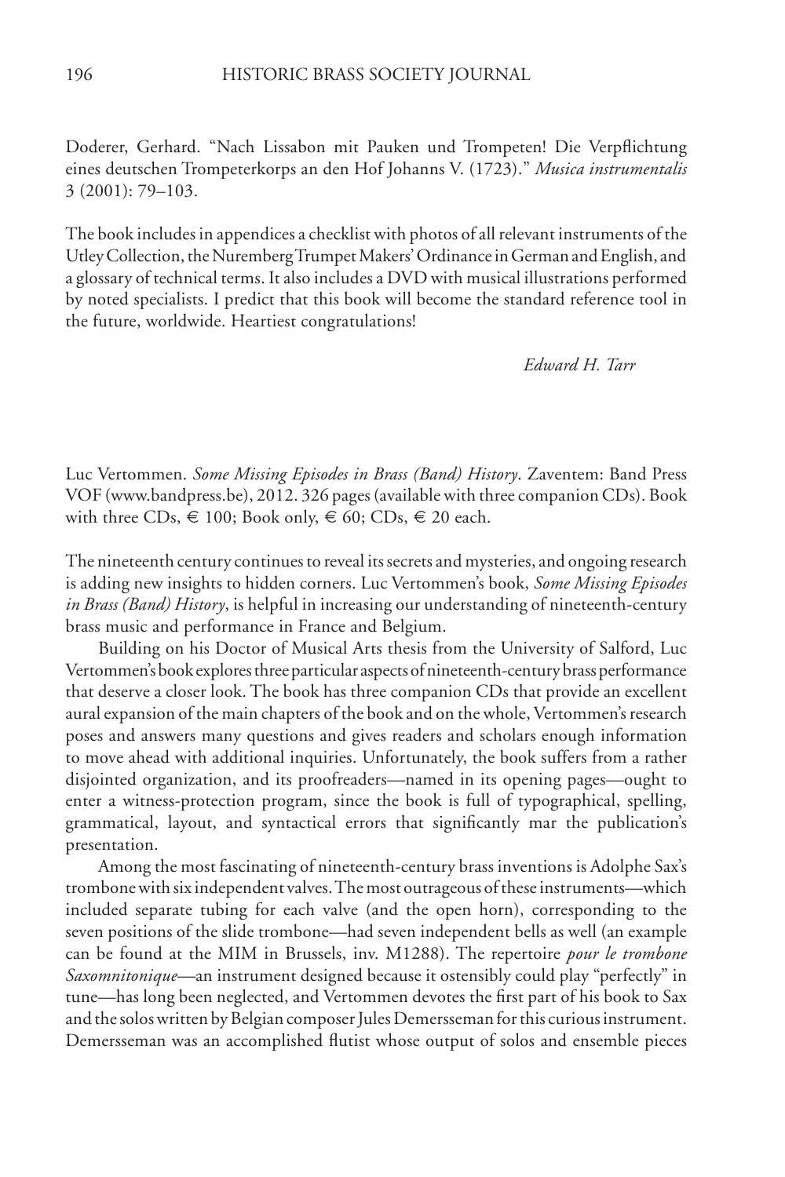Doderer, Gerhard. "Nach Lissabon mit Pauken und Trompeten! Die Verpflichtung eines deutschen Trompeterkorps an den Hof Johanns V. (1723)." *Musica instrumentalis* 3 (2001): 79–103.

The book includes in appendices a checklist with photos of all relevant instruments of the Utley Collection, the Nuremberg Trumpet Makers' Ordinance in German and English, and a glossary of technical terms. It also includes a DVD with musical illustrations performed by noted specialists. I predict that this book will become the standard reference tool in the future, worldwide. Heartiest congratulations!

*Edward H. Tarr*

Luc Vertommen. *Some Missing Episodes in Brass (Band) History*. Zaventem: Band Press VOF (www.bandpress.be), 2012. 326 pages (available with three companion CDs). Book with three CDs, € 100; Book only, € 60; CDs, € 20 each.

The nineteenth century continues to reveal its secrets and mysteries, and ongoing research is adding new insights to hidden corners. Luc Vertommen's book, *Some Missing Episodes in Brass (Band) History*, is helpful in increasing our understanding of nineteenth-century brass music and performance in France and Belgium.

Building on his Doctor of Musical Arts thesis from the University of Salford, Luc Vertommen's book explores three particular aspects of nineteenth-century brass performance that deserve a closer look. The book has three companion CDs that provide an excellent aural expansion of the main chapters of the book and on the whole, Vertommen's research poses and answers many questions and gives readers and scholars enough information to move ahead with additional inquiries. Unfortunately, the book suffers from a rather disjointed organization, and its proofreaders—named in its opening pages—ought to enter a witness-protection program, since the book is full of typographical, spelling, grammatical, layout, and syntactical errors that significantly mar the publication's presentation.

Among the most fascinating of nineteenth-century brass inventions is Adolphe Sax's trombone with six independent valves. The most outrageous of these instruments—which included separate tubing for each valve (and the open horn), corresponding to the seven positions of the slide trombone—had seven independent bells as well (an example can be found at the MIM in Brussels, inv. M1288). The repertoire *pour le trombone Saxomnitonique*—an instrument designed because it ostensibly could play "perfectly" in tune—has long been neglected, and Vertommen devotes the first part of his book to Sax and the solos written by Belgian composer Jules Demersseman for this curious instrument. Demersseman was an accomplished flutist whose output of solos and ensemble pieces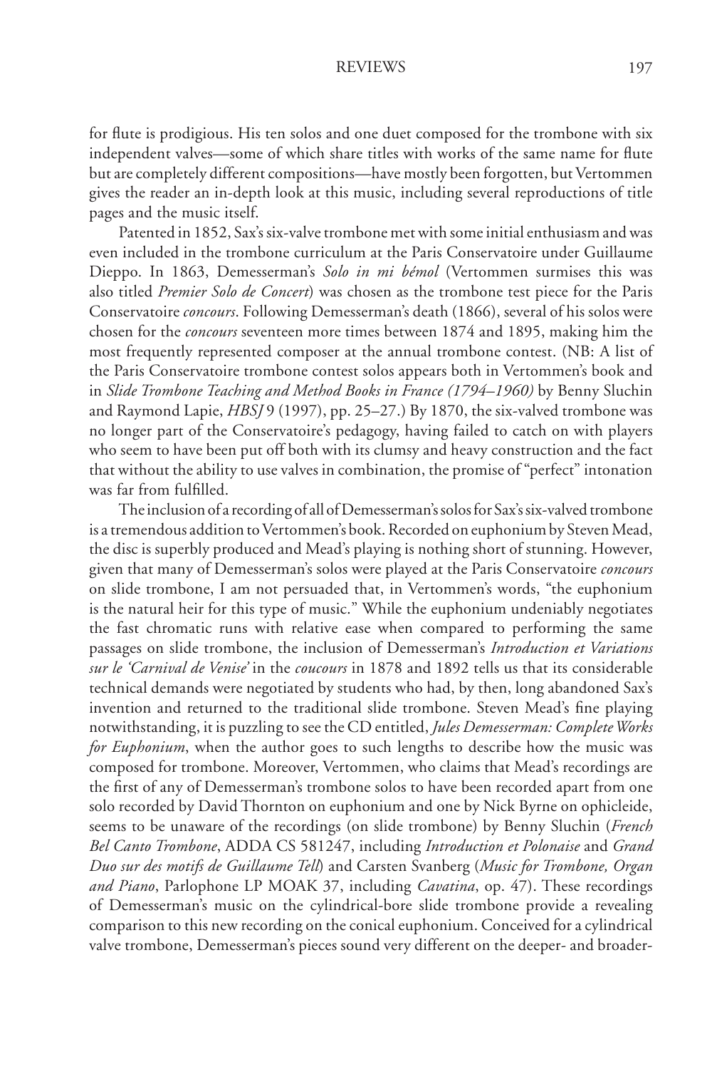for flute is prodigious. His ten solos and one duet composed for the trombone with six independent valves—some of which share titles with works of the same name for flute but are completely different compositions—have mostly been forgotten, but Vertommen gives the reader an in-depth look at this music, including several reproductions of title pages and the music itself.

Patented in 1852, Sax's six-valve trombone met with some initial enthusiasm and was even included in the trombone curriculum at the Paris Conservatoire under Guillaume Dieppo. In 1863, Demesserman's *Solo in mi bémol* (Vertommen surmises this was also titled *Premier Solo de Concert*) was chosen as the trombone test piece for the Paris Conservatoire *concours*. Following Demesserman's death (1866), several of his solos were chosen for the *concours* seventeen more times between 1874 and 1895, making him the most frequently represented composer at the annual trombone contest. (NB: A list of the Paris Conservatoire trombone contest solos appears both in Vertommen's book and in *Slide Trombone Teaching and Method Books in France (1794–1960)* by Benny Sluchin and Raymond Lapie, *HBSJ* 9 (1997), pp. 25–27.) By 1870, the six-valved trombone was no longer part of the Conservatoire's pedagogy, having failed to catch on with players who seem to have been put off both with its clumsy and heavy construction and the fact that without the ability to use valves in combination, the promise of "perfect" intonation was far from fulfilled.

The inclusion of a recording of all of Demesserman's solos for Sax's six-valved trombone is a tremendous addition to Vertommen's book. Recorded on euphonium by Steven Mead, the disc is superbly produced and Mead's playing is nothing short of stunning. However, given that many of Demesserman's solos were played at the Paris Conservatoire *concours* on slide trombone, I am not persuaded that, in Vertommen's words, "the euphonium is the natural heir for this type of music." While the euphonium undeniably negotiates the fast chromatic runs with relative ease when compared to performing the same passages on slide trombone, the inclusion of Demesserman's *Introduction et Variations sur le 'Carnival de Venise'* in the *coucours* in 1878 and 1892 tells us that its considerable technical demands were negotiated by students who had, by then, long abandoned Sax's invention and returned to the traditional slide trombone. Steven Mead's fine playing notwithstanding, it is puzzling to see the CD entitled, *Jules Demesserman: Complete Works for Euphonium*, when the author goes to such lengths to describe how the music was composed for trombone. Moreover, Vertommen, who claims that Mead's recordings are the first of any of Demesserman's trombone solos to have been recorded apart from one solo recorded by David Thornton on euphonium and one by Nick Byrne on ophicleide, seems to be unaware of the recordings (on slide trombone) by Benny Sluchin (*French Bel Canto Trombone*, ADDA CS 581247, including *Introduction et Polonaise* and *Grand Duo sur des motifs de Guillaume Tell*) and Carsten Svanberg (*Music for Trombone, Organ and Piano*, Parlophone LP MOAK 37, including *Cavatina*, op. 47). These recordings of Demesserman's music on the cylindrical-bore slide trombone provide a revealing comparison to this new recording on the conical euphonium. Conceived for a cylindrical valve trombone, Demesserman's pieces sound very different on the deeper- and broader-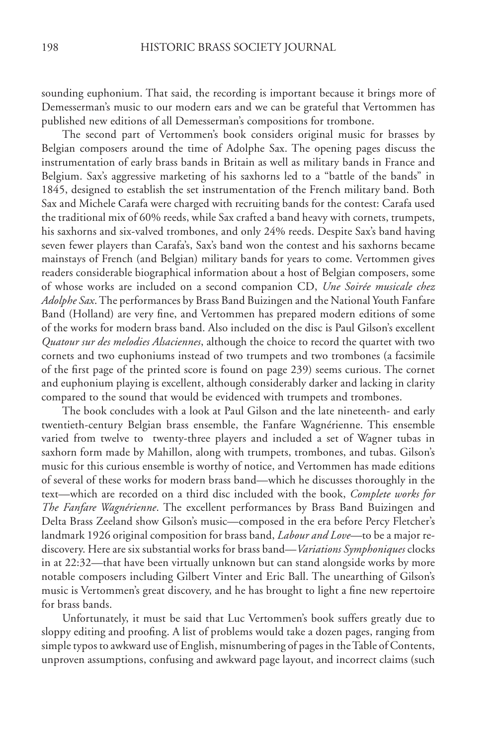sounding euphonium. That said, the recording is important because it brings more of Demesserman's music to our modern ears and we can be grateful that Vertommen has published new editions of all Demesserman's compositions for trombone.

The second part of Vertommen's book considers original music for brasses by Belgian composers around the time of Adolphe Sax. The opening pages discuss the instrumentation of early brass bands in Britain as well as military bands in France and Belgium. Sax's aggressive marketing of his saxhorns led to a "battle of the bands" in 1845, designed to establish the set instrumentation of the French military band. Both Sax and Michele Carafa were charged with recruiting bands for the contest: Carafa used the traditional mix of 60% reeds, while Sax crafted a band heavy with cornets, trumpets, his saxhorns and six-valved trombones, and only 24% reeds. Despite Sax's band having seven fewer players than Carafa's, Sax's band won the contest and his saxhorns became mainstays of French (and Belgian) military bands for years to come. Vertommen gives readers considerable biographical information about a host of Belgian composers, some of whose works are included on a second companion CD, *Une Soirée musicale chez Adolphe Sax*. The performances by Brass Band Buizingen and the National Youth Fanfare Band (Holland) are very fine, and Vertommen has prepared modern editions of some of the works for modern brass band. Also included on the disc is Paul Gilson's excellent *Quatour sur des melodies Alsaciennes*, although the choice to record the quartet with two cornets and two euphoniums instead of two trumpets and two trombones (a facsimile of the first page of the printed score is found on page 239) seems curious. The cornet and euphonium playing is excellent, although considerably darker and lacking in clarity compared to the sound that would be evidenced with trumpets and trombones.

The book concludes with a look at Paul Gilson and the late nineteenth- and early twentieth-century Belgian brass ensemble, the Fanfare Wagnérienne. This ensemble varied from twelve to twenty-three players and included a set of Wagner tubas in saxhorn form made by Mahillon, along with trumpets, trombones, and tubas. Gilson's music for this curious ensemble is worthy of notice, and Vertommen has made editions of several of these works for modern brass band—which he discusses thoroughly in the text—which are recorded on a third disc included with the book, *Complete works for The Fanfare Wagnérienne*. The excellent performances by Brass Band Buizingen and Delta Brass Zeeland show Gilson's music—composed in the era before Percy Fletcher's landmark 1926 original composition for brass band, *Labour and Love*—to be a major re-discovery. Here are six substantial works for brass band—*Variations Symphoniques* clocks in at 22:32—that have been virtually unknown but can stand alongside works by more notable composers including Gilbert Vinter and Eric Ball. The unearthing of Gilson's music is Vertommen's great discovery, and he has brought to light a fine new repertoire for brass bands.

Unfortunately, it must be said that Luc Vertommen's book suffers greatly due to sloppy editing and proofing. A list of problems would take a dozen pages, ranging from simple typos to awkward use of English, misnumbering of pages in the Table of Contents, unproven assumptions, confusing and awkward page layout, and incorrect claims (such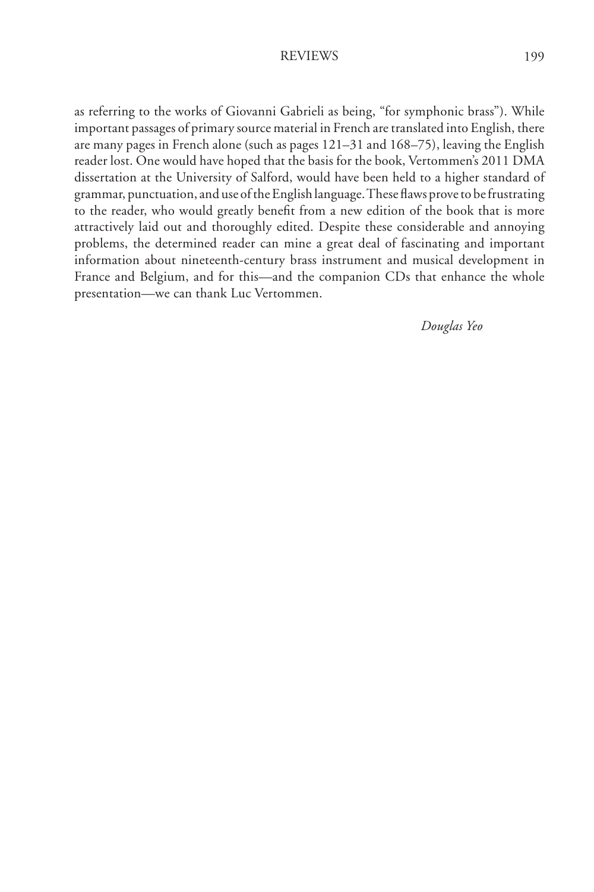as referring to the works of Giovanni Gabrieli as being, "for symphonic brass"). While important passages of primary source material in French are translated into English, there are many pages in French alone (such as pages 121–31 and 168–75), leaving the English reader lost. One would have hoped that the basis for the book, Vertommen's 2011 DMA dissertation at the University of Salford, would have been held to a higher standard of grammar, punctuation, and use of the English language. These flaws prove to be frustrating to the reader, who would greatly benefit from a new edition of the book that is more attractively laid out and thoroughly edited. Despite these considerable and annoying problems, the determined reader can mine a great deal of fascinating and important information about nineteenth-century brass instrument and musical development in France and Belgium, and for this—and the companion CDs that enhance the whole presentation—we can thank Luc Vertommen.

*Douglas Yeo*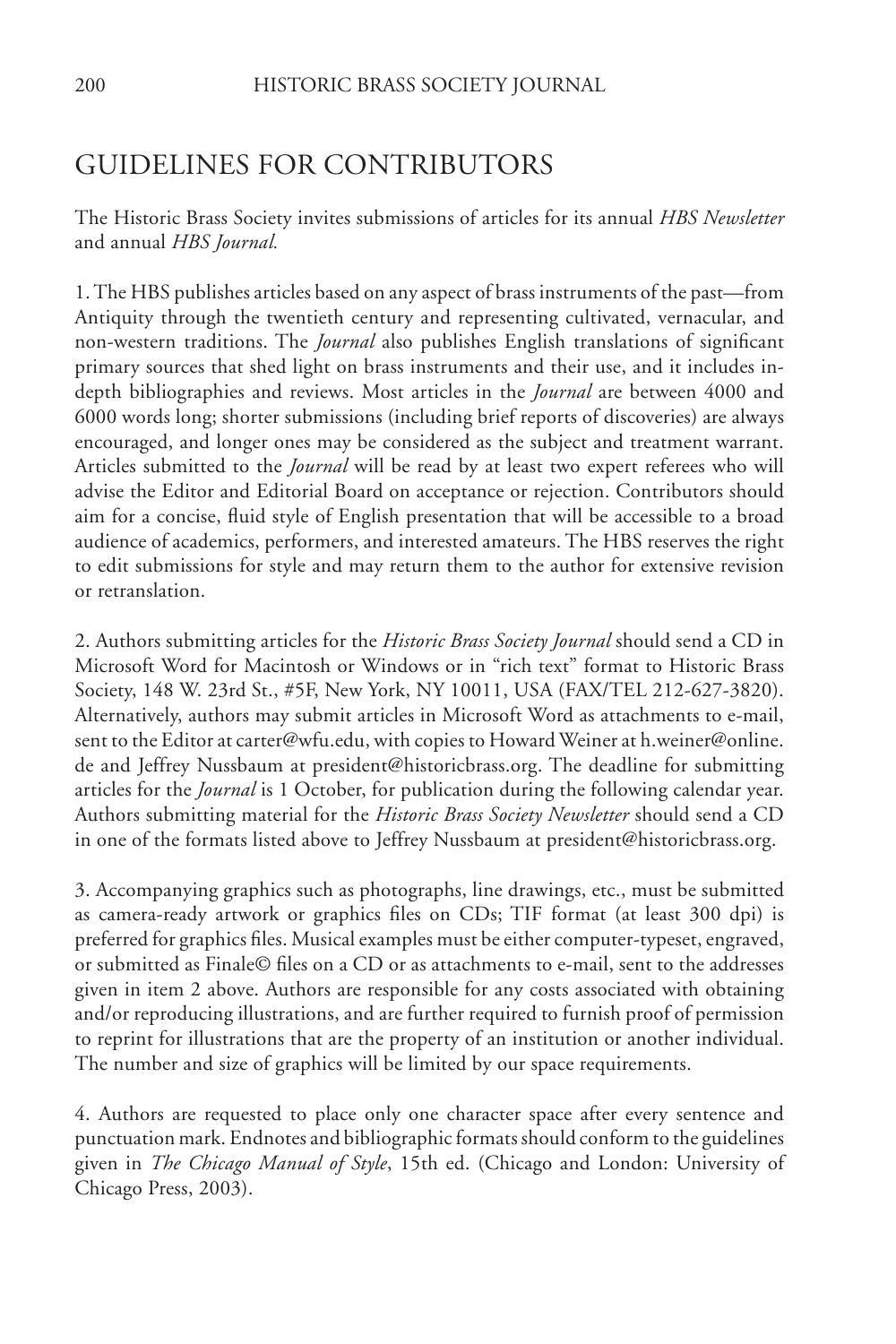# GUIDELINES FOR CONTRIBUTORS

The Historic Brass Society invites submissions of articles for its annual *HBS Newsletter* and annual *HBS Journal.*

1. The HBS publishes articles based on any aspect of brass instruments of the past—from Antiquity through the twentieth century and representing cultivated, vernacular, and non-western traditions. The *Journal* also publishes English translations of significant primary sources that shed light on brass instruments and their use, and it includes in-depth bibliographies and reviews. Most articles in the *Journal* are between 4000 and 6000 words long; shorter submissions (including brief reports of discoveries) are always encouraged, and longer ones may be considered as the subject and treatment warrant. Articles submitted to the *Journal* will be read by at least two expert referees who will advise the Editor and Editorial Board on acceptance or rejection. Contributors should aim for a concise, fluid style of English presentation that will be accessible to a broad audience of academics, performers, and interested amateurs. The HBS reserves the right to edit submissions for style and may return them to the author for extensive revision or retranslation.

2. Authors submitting articles for the *Historic Brass Society Journal* should send a CD in Microsoft Word for Macintosh or Windows or in "rich text" format to Historic Brass Society, 148 W. 23rd St., #5F, New York, NY 10011, USA (FAX/TEL 212-627-3820). Alternatively, authors may submit articles in Microsoft Word as attachments to e-mail, sent to the Editor at carter@wfu.edu, with copies to Howard Weiner at h.weiner@online.de and Jeffrey Nussbaum at president@historicbrass.org. The deadline for submitting articles for the *Journal* is 1 October, for publication during the following calendar year. Authors submitting material for the *Historic Brass Society Newsletter* should send a CD in one of the formats listed above to Jeffrey Nussbaum at president@historicbrass.org.

3. Accompanying graphics such as photographs, line drawings, etc., must be submitted as camera-ready artwork or graphics files on CDs; TIF format (at least 300 dpi) is preferred for graphics files. Musical examples must be either computer-typeset, engraved, or submitted as Finale© files on a CD or as attachments to e-mail, sent to the addresses given in item 2 above. Authors are responsible for any costs associated with obtaining and/or reproducing illustrations, and are further required to furnish proof of permission to reprint for illustrations that are the property of an institution or another individual. The number and size of graphics will be limited by our space requirements.

4. Authors are requested to place only one character space after every sentence and punctuation mark. Endnotes and bibliographic formats should conform to the guidelines given in *The Chicago Manual of Style*, 15th ed. (Chicago and London: University of Chicago Press, 2003).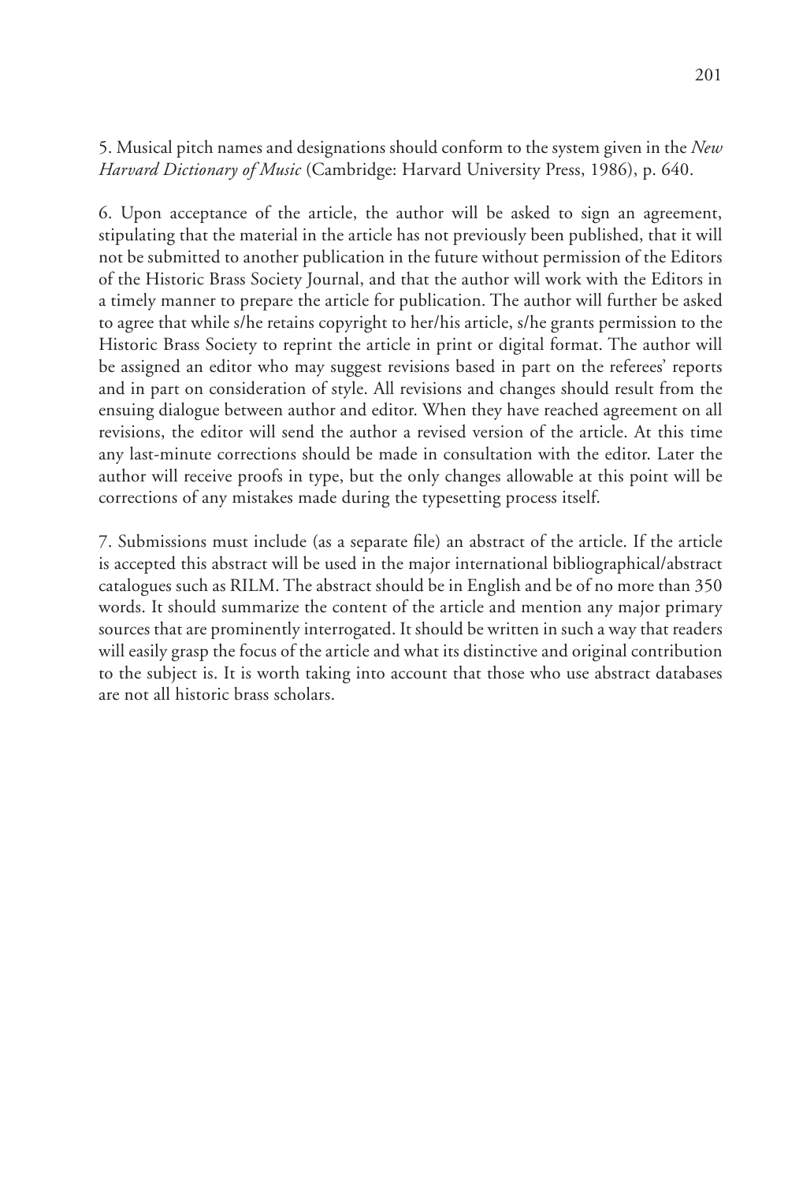5. Musical pitch names and designations should conform to the system given in the *New Harvard Dictionary of Music* (Cambridge: Harvard University Press, 1986), p. 640.

6. Upon acceptance of the article, the author will be asked to sign an agreement, stipulating that the material in the article has not previously been published, that it will not be submitted to another publication in the future without permission of the Editors of the Historic Brass Society Journal, and that the author will work with the Editors in a timely manner to prepare the article for publication. The author will further be asked to agree that while s/he retains copyright to her/his article, s/he grants permission to the Historic Brass Society to reprint the article in print or digital format. The author will be assigned an editor who may suggest revisions based in part on the referees' reports and in part on consideration of style. All revisions and changes should result from the ensuing dialogue between author and editor. When they have reached agreement on all revisions, the editor will send the author a revised version of the article. At this time any last-minute corrections should be made in consultation with the editor. Later the author will receive proofs in type, but the only changes allowable at this point will be corrections of any mistakes made during the typesetting process itself.

7. Submissions must include (as a separate file) an abstract of the article. If the article is accepted this abstract will be used in the major international bibliographical/abstract catalogues such as RILM. The abstract should be in English and be of no more than 350 words. It should summarize the content of the article and mention any major primary sources that are prominently interrogated. It should be written in such a way that readers will easily grasp the focus of the article and what its distinctive and original contribution to the subject is. It is worth taking into account that those who use abstract databases are not all historic brass scholars.